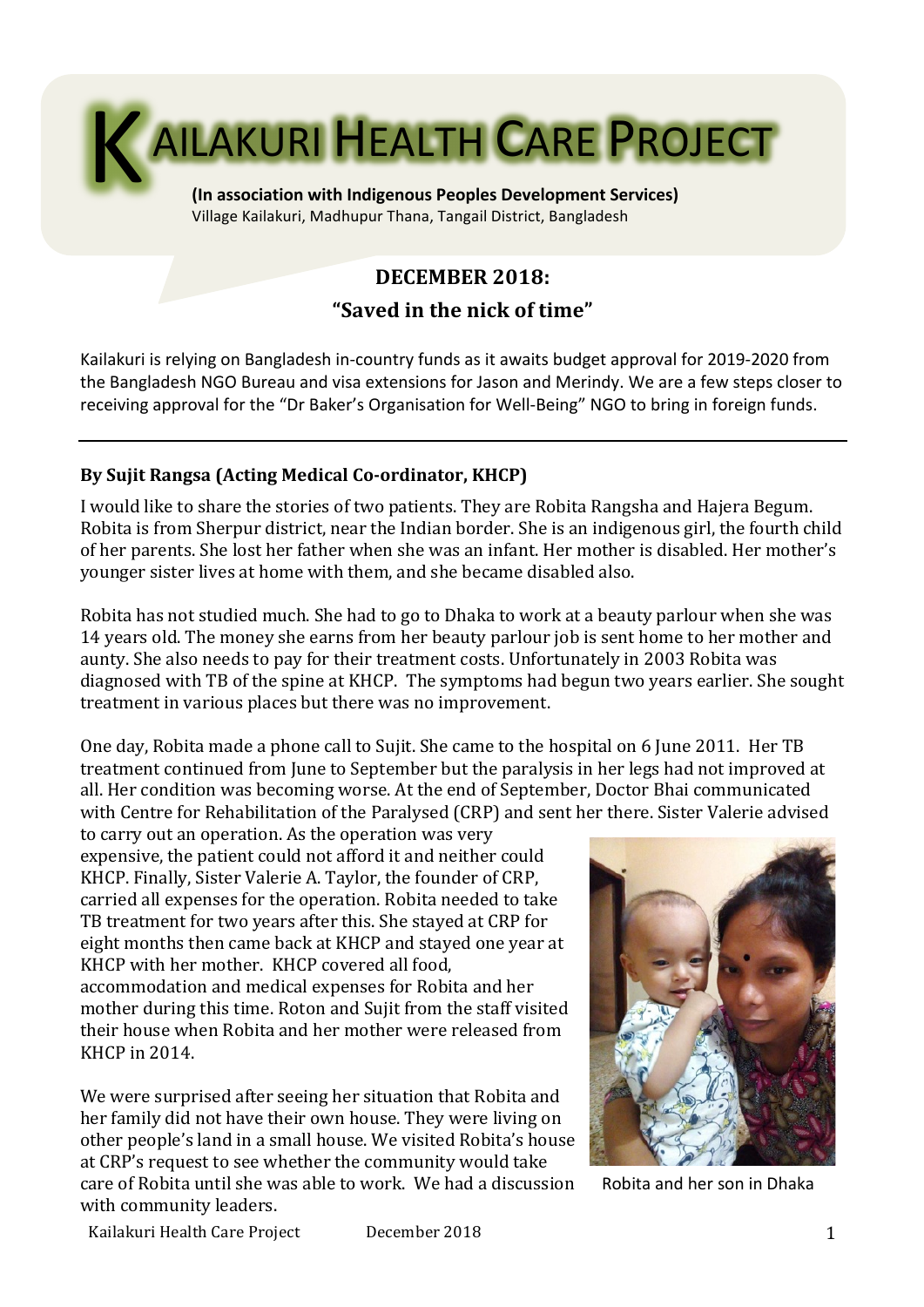# KAILAKURI HEALTH CARE PROJECT

**(In association with Indigenous Peoples Development Services)**
Village Kailakuri, Madhupur Thana, Tangail District, Bangladesh

## DECEMBER 2018:
## "Saved in the nick of time"

Kailakuri is relying on Bangladesh in-country funds as it awaits budget approval for 2019-2020 from the Bangladesh NGO Bureau and visa extensions for Jason and Merindy. We are a few steps closer to receiving approval for the "Dr Baker's Organisation for Well-Being" NGO to bring in foreign funds.

---

**By Sujit Rangsa (Acting Medical Co-ordinator, KHCP)**

I would like to share the stories of two patients. They are Robita Rangsha and Hajera Begum. Robita is from Sherpur district, near the Indian border. She is an indigenous girl, the fourth child of her parents. She lost her father when she was an infant. Her mother is disabled. Her mother's younger sister lives at home with them, and she became disabled also.

Robita has not studied much. She had to go to Dhaka to work at a beauty parlour when she was 14 years old. The money she earns from her beauty parlour job is sent home to her mother and aunty. She also needs to pay for their treatment costs. Unfortunately in 2003 Robita was diagnosed with TB of the spine at KHCP. The symptoms had begun two years earlier. She sought treatment in various places but there was no improvement.

One day, Robita made a phone call to Sujit. She came to the hospital on 6 June 2011. Her TB treatment continued from June to September but the paralysis in her legs had not improved at all. Her condition was becoming worse. At the end of September, Doctor Bhai communicated with Centre for Rehabilitation of the Paralysed (CRP) and sent her there. Sister Valerie advised to carry out an operation. As the operation was very expensive, the patient could not afford it and neither could KHCP. Finally, Sister Valerie A. Taylor, the founder of CRP, carried all expenses for the operation. Robita needed to take TB treatment for two years after this. She stayed at CRP for eight months then came back at KHCP and stayed one year at KHCP with her mother. KHCP covered all food, accommodation and medical expenses for Robita and her mother during this time. Roton and Sujit from the staff visited their house when Robita and her mother were released from KHCP in 2014.

Robita and her son in Dhaka

We were surprised after seeing her situation that Robita and her family did not have their own house. They were living on other people's land in a small house. We visited Robita's house at CRP's request to see whether the community would take care of Robita until she was able to work. We had a discussion with community leaders.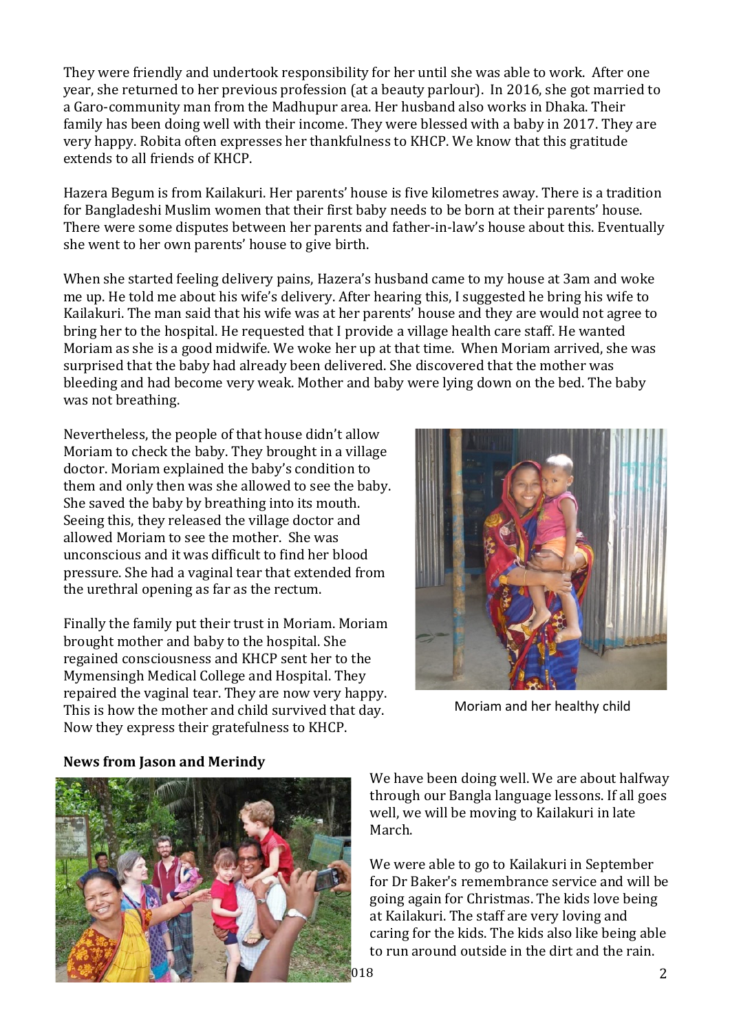They were friendly and undertook responsibility for her until she was able to work. After one year, she returned to her previous profession (at a beauty parlour). In 2016, she got married to a Garo-community man from the Madhupur area. Her husband also works in Dhaka. Their family has been doing well with their income. They were blessed with a baby in 2017. They are very happy. Robita often expresses her thankfulness to KHCP. We know that this gratitude extends to all friends of KHCP.

Hazera Begum is from Kailakuri. Her parents' house is five kilometres away. There is a tradition for Bangladeshi Muslim women that their first baby needs to be born at their parents' house. There were some disputes between her parents and father-in-law's house about this. Eventually she went to her own parents' house to give birth.

When she started feeling delivery pains, Hazera's husband came to my house at 3am and woke me up. He told me about his wife's delivery. After hearing this, I suggested he bring his wife to Kailakuri. The man said that his wife was at her parents' house and they are would not agree to bring her to the hospital. He requested that I provide a village health care staff. He wanted Moriam as she is a good midwife. We woke her up at that time. When Moriam arrived, she was surprised that the baby had already been delivered. She discovered that the mother was bleeding and had become very weak. Mother and baby were lying down on the bed. The baby was not breathing.

Nevertheless, the people of that house didn't allow Moriam to check the baby. They brought in a village doctor. Moriam explained the baby's condition to them and only then was she allowed to see the baby. She saved the baby by breathing into its mouth. Seeing this, they released the village doctor and allowed Moriam to see the mother. She was unconscious and it was difficult to find her blood pressure. She had a vaginal tear that extended from the urethral opening as far as the rectum.

Finally the family put their trust in Moriam. Moriam brought mother and baby to the hospital. She regained consciousness and KHCP sent her to the Mymensingh Medical College and Hospital. They repaired the vaginal tear. They are now very happy. This is how the mother and child survived that day. Now they express their gratefulness to KHCP.

Moriam and her healthy child

**News from Jason and Merindy**

We have been doing well. We are about halfway through our Bangla language lessons. If all goes well, we will be moving to Kailakuri in late March.

We were able to go to Kailakuri in September for Dr Baker's remembrance service and will be going again for Christmas. The kids love being at Kailakuri. The staff are very loving and caring for the kids. The kids also like being able to run around outside in the dirt and the rain.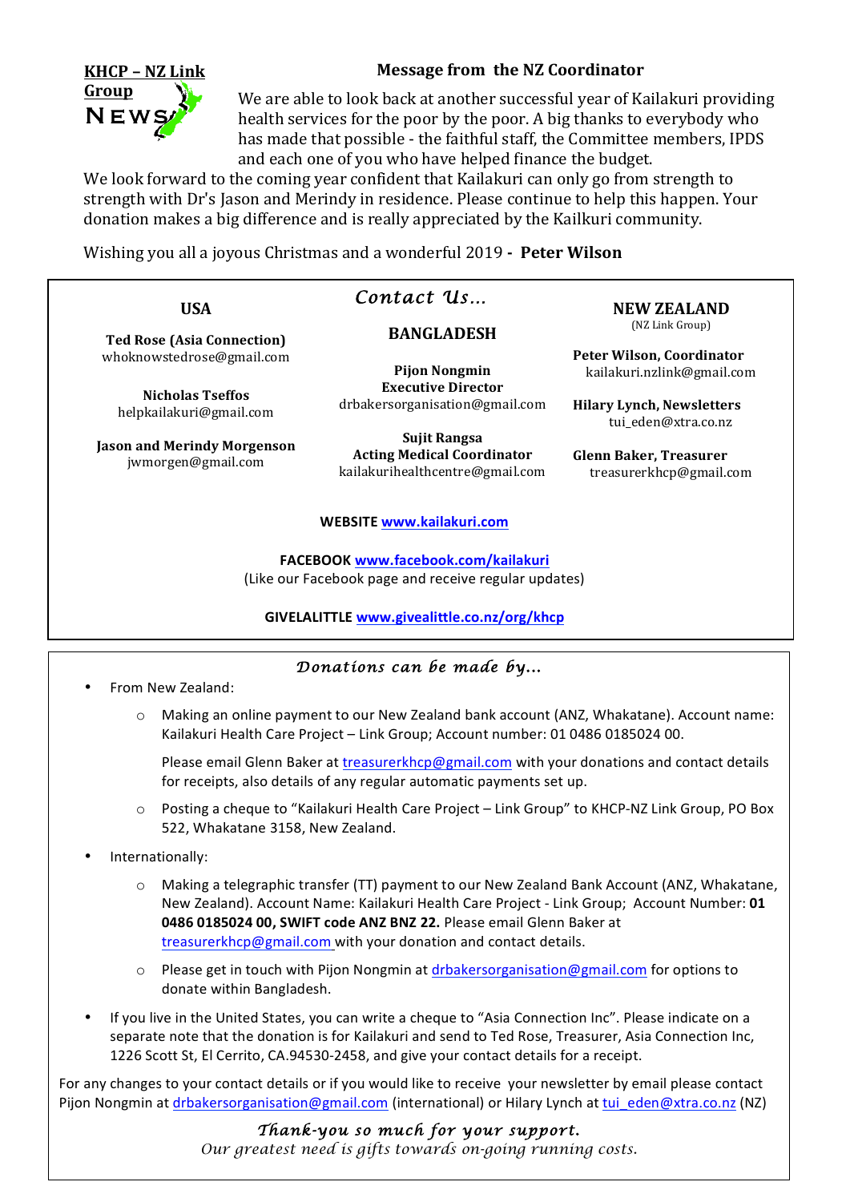**KHCP – NZ Link Group**

**NEWS**

### Message from the NZ Coordinator

We are able to look back at another successful year of Kailakuri providing health services for the poor by the poor. A big thanks to everybody who has made that possible - the faithful staff, the Committee members, IPDS and each one of you who have helped finance the budget.

We look forward to the coming year confident that Kailakuri can only go from strength to strength with Dr's Jason and Merindy in residence. Please continue to help this happen. Your donation makes a big difference and is really appreciated by the Kailkuri community.

Wishing you all a joyous Christmas and a wonderful 2019 - **Peter Wilson**

## *Contact Us...*

### USA

**Ted Rose (Asia Connection)**
whoknowstedrose@gmail.com

**Nicholas Tseffos**
helpkailakuri@gmail.com

**Jason and Merindy Morgenson**
jwmorgen@gmail.com

### BANGLADESH

**Pijon Nongmin**
**Executive Director**
drbakersorganisation@gmail.com

**Sujit Rangsa**
**Acting Medical Coordinator**
kailakurihealthcentre@gmail.com

### NEW ZEALAND

(NZ Link Group)

**Peter Wilson, Coordinator**
kailakuri.nzlink@gmail.com

**Hilary Lynch, Newsletters**
tui_eden@xtra.co.nz

**Glenn Baker, Treasurer**
treasurerkhcp@gmail.com

**WEBSITE** www.kailakuri.com

**FACEBOOK** www.facebook.com/kailakuri
(Like our Facebook page and receive regular updates)

**GIVELALITTLE** www.givealittle.co.nz/org/khcp

## *Donations can be made by...*

- From New Zealand:
  - Making an online payment to our New Zealand bank account (ANZ, Whakatane). Account name: Kailakuri Health Care Project – Link Group; Account number: 01 0486 0185024 00.

    Please email Glenn Baker at treasurerkhcp@gmail.com with your donations and contact details for receipts, also details of any regular automatic payments set up.
  - Posting a cheque to "Kailakuri Health Care Project – Link Group" to KHCP-NZ Link Group, PO Box 522, Whakatane 3158, New Zealand.
- Internationally:
  - Making a telegraphic transfer (TT) payment to our New Zealand Bank Account (ANZ, Whakatane, New Zealand). Account Name: Kailakuri Health Care Project - Link Group; Account Number: **01 0486 0185024 00, SWIFT code ANZ BNZ 22.** Please email Glenn Baker at treasurerkhcp@gmail.com with your donation and contact details.
  - Please get in touch with Pijon Nongmin at drbakersorganisation@gmail.com for options to donate within Bangladesh.
- If you live in the United States, you can write a cheque to "Asia Connection Inc". Please indicate on a separate note that the donation is for Kailakuri and send to Ted Rose, Treasurer, Asia Connection Inc, 1226 Scott St, El Cerrito, CA.94530-2458, and give your contact details for a receipt.

For any changes to your contact details or if you would like to receive your newsletter by email please contact Pijon Nongmin at drbakersorganisation@gmail.com (international) or Hilary Lynch at tui_eden@xtra.co.nz (NZ)

*Thank-you so much for your support.*
*Our greatest need is gifts towards on-going running costs.*